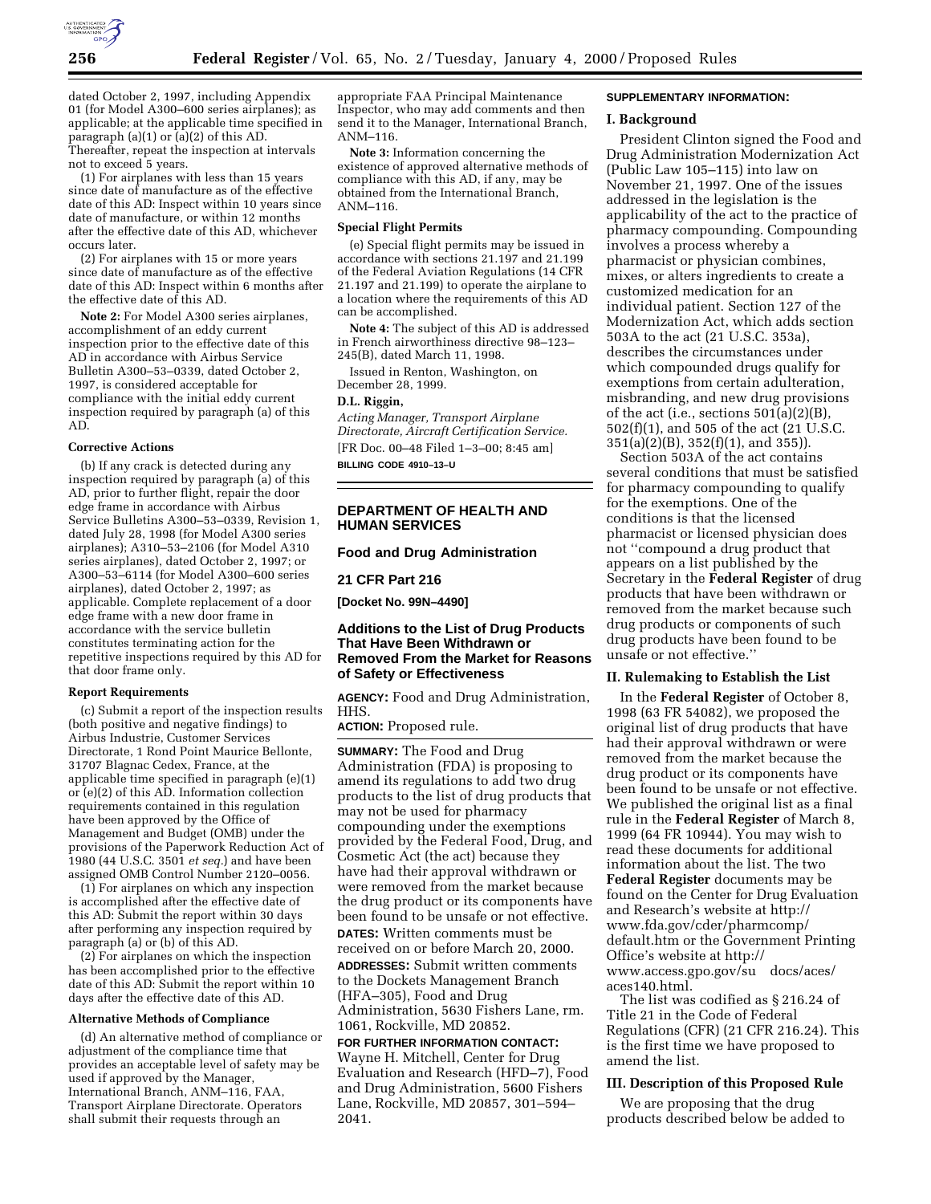dated October 2, 1997, including Appendix 01 (for Model A300–600 series airplanes); as applicable; at the applicable time specified in paragraph (a)(1) or (a)(2) of this AD. Thereafter, repeat the inspection at intervals not to exceed 5 years.

(1) For airplanes with less than 15 years since date of manufacture as of the effective date of this AD: Inspect within 10 years since date of manufacture, or within 12 months after the effective date of this AD, whichever occurs later.

(2) For airplanes with 15 or more years since date of manufacture as of the effective date of this AD: Inspect within 6 months after the effective date of this AD.

**Note 2:** For Model A300 series airplanes, accomplishment of an eddy current inspection prior to the effective date of this AD in accordance with Airbus Service Bulletin A300–53–0339, dated October 2, 1997, is considered acceptable for compliance with the initial eddy current inspection required by paragraph (a) of this AD.

**Corrective Actions**

(b) If any crack is detected during any inspection required by paragraph (a) of this AD, prior to further flight, repair the door edge frame in accordance with Airbus Service Bulletins A300–53–0339, Revision 1, dated July 28, 1998 (for Model A300 series airplanes); A310–53–2106 (for Model A310 series airplanes), dated October 2, 1997; or A300–53–6114 (for Model A300–600 series airplanes), dated October 2, 1997; as applicable. Complete replacement of a door edge frame with a new door frame in accordance with the service bulletin constitutes terminating action for the repetitive inspections required by this AD for that door frame only.

**Report Requirements**

(c) Submit a report of the inspection results (both positive and negative findings) to Airbus Industrie, Customer Services Directorate, 1 Rond Point Maurice Bellonte, 31707 Blagnac Cedex, France, at the applicable time specified in paragraph (e)(1) or (e)(2) of this AD. Information collection requirements contained in this regulation have been approved by the Office of Management and Budget (OMB) under the provisions of the Paperwork Reduction Act of 1980 (44 U.S.C. 3501 *et seq.*) and have been assigned OMB Control Number 2120–0056.

(1) For airplanes on which any inspection is accomplished after the effective date of this AD: Submit the report within 30 days after performing any inspection required by paragraph (a) or (b) of this AD.

(2) For airplanes on which the inspection has been accomplished prior to the effective date of this AD: Submit the report within 10 days after the effective date of this AD.

**Alternative Methods of Compliance**

(d) An alternative method of compliance or adjustment of the compliance time that provides an acceptable level of safety may be used if approved by the Manager, International Branch, ANM–116, FAA, Transport Airplane Directorate. Operators shall submit their requests through an appropriate FAA Principal Maintenance Inspector, who may add comments and then send it to the Manager, International Branch, ANM–116.

**Note 3:** Information concerning the existence of approved alternative methods of compliance with this AD, if any, may be obtained from the International Branch, ANM–116.

**Special Flight Permits**

(e) Special flight permits may be issued in accordance with sections 21.197 and 21.199 of the Federal Aviation Regulations (14 CFR 21.197 and 21.199) to operate the airplane to a location where the requirements of this AD can be accomplished.

**Note 4:** The subject of this AD is addressed in French airworthiness directive 98–123–245(B), dated March 11, 1998.

Issued in Renton, Washington, on December 28, 1999.

**D.L. Riggin,**

*Acting Manager, Transport Airplane Directorate, Aircraft Certification Service.*

[FR Doc. 00–48 Filed 1–3–00; 8:45 am]

**BILLING CODE 4910–13–U**

## DEPARTMENT OF HEALTH AND HUMAN SERVICES

## Food and Drug Administration

## 21 CFR Part 216

**[Docket No. 99N–4490]**

## Additions to the List of Drug Products That Have Been Withdrawn or Removed From the Market for Reasons of Safety or Effectiveness

**AGENCY:** Food and Drug Administration, HHS.

**ACTION:** Proposed rule.

**SUMMARY:** The Food and Drug Administration (FDA) is proposing to amend its regulations to add two drug products to the list of drug products that may not be used for pharmacy compounding under the exemptions provided by the Federal Food, Drug, and Cosmetic Act (the act) because they have had their approval withdrawn or were removed from the market because the drug product or its components have been found to be unsafe or not effective.

**DATES:** Written comments must be received on or before March 20, 2000.

**ADDRESSES:** Submit written comments to the Dockets Management Branch (HFA–305), Food and Drug Administration, 5630 Fishers Lane, rm. 1061, Rockville, MD 20852.

**FOR FURTHER INFORMATION CONTACT:** Wayne H. Mitchell, Center for Drug Evaluation and Research (HFD–7), Food and Drug Administration, 5600 Fishers Lane, Rockville, MD 20857, 301–594–2041.

**SUPPLEMENTARY INFORMATION:**

### I. Background

President Clinton signed the Food and Drug Administration Modernization Act (Public Law 105–115) into law on November 21, 1997. One of the issues addressed in the legislation is the applicability of the act to the practice of pharmacy compounding. Compounding involves a process whereby a pharmacist or physician combines, mixes, or alters ingredients to create a customized medication for an individual patient. Section 127 of the Modernization Act, which adds section 503A to the act (21 U.S.C. 353a), describes the circumstances under which compounded drugs qualify for exemptions from certain adulteration, misbranding, and new drug provisions of the act (i.e., sections 501(a)(2)(B), 502(f)(1), and 505 of the act (21 U.S.C. 351(a)(2)(B), 352(f)(1), and 355)).

Section 503A of the act contains several conditions that must be satisfied for pharmacy compounding to qualify for the exemptions. One of the conditions is that the licensed pharmacist or licensed physician does not ''compound a drug product that appears on a list published by the Secretary in the **Federal Register** of drug products that have been withdrawn or removed from the market because such drug products or components of such drug products have been found to be unsafe or not effective.''

### II. Rulemaking to Establish the List

In the **Federal Register** of October 8, 1998 (63 FR 54082), we proposed the original list of drug products that have had their approval withdrawn or were removed from the market because the drug product or its components have been found to be unsafe or not effective. We published the original list as a final rule in the **Federal Register** of March 8, 1999 (64 FR 10944). You may wish to read these documents for additional information about the list. The two **Federal Register** documents may be found on the Center for Drug Evaluation and Research's website at http://www.fda.gov/cder/pharmcomp/default.htm or the Government Printing Office's website at http://www.access.gpo.gov/su docs/aces/aces140.html.

The list was codified as § 216.24 of Title 21 in the Code of Federal Regulations (CFR) (21 CFR 216.24). This is the first time we have proposed to amend the list.

### III. Description of this Proposed Rule

We are proposing that the drug products described below be added to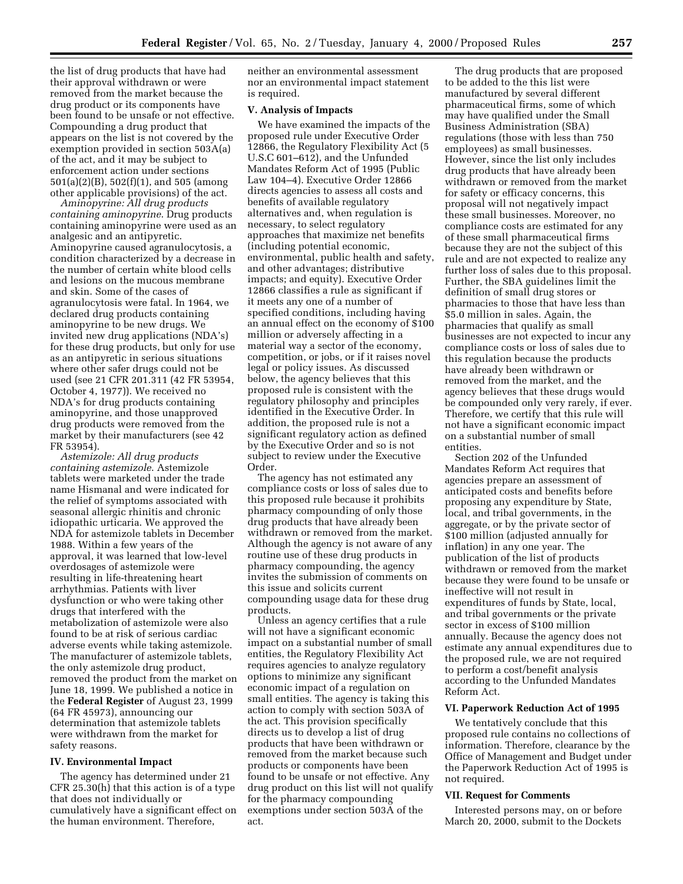the list of drug products that have had their approval withdrawn or were removed from the market because the drug product or its components have been found to be unsafe or not effective. Compounding a drug product that appears on the list is not covered by the exemption provided in section 503A(a) of the act, and it may be subject to enforcement action under sections 501(a)(2)(B), 502(f)(1), and 505 (among other applicable provisions) of the act.

*Aminopyrine: All drug products containing aminopyrine*. Drug products containing aminopyrine were used as an analgesic and an antipyretic. Aminopyrine caused agranulocytosis, a condition characterized by a decrease in the number of certain white blood cells and lesions on the mucous membrane and skin. Some of the cases of agranulocytosis were fatal. In 1964, we declared drug products containing aminopyrine to be new drugs. We invited new drug applications (NDA's) for these drug products, but only for use as an antipyretic in serious situations where other safer drugs could not be used (see 21 CFR 201.311 (42 FR 53954, October 4, 1977)). We received no NDA's for drug products containing aminopyrine, and those unapproved drug products were removed from the market by their manufacturers (see 42 FR 53954).

*Astemizole: All drug products containing astemizole*. Astemizole tablets were marketed under the trade name Hismanal and were indicated for the relief of symptoms associated with seasonal allergic rhinitis and chronic idiopathic urticaria. We approved the NDA for astemizole tablets in December 1988. Within a few years of the approval, it was learned that low-level overdosages of astemizole were resulting in life-threatening heart arrhythmias. Patients with liver dysfunction or who were taking other drugs that interfered with the metabolization of astemizole were also found to be at risk of serious cardiac adverse events while taking astemizole. The manufacturer of astemizole tablets, the only astemizole drug product, removed the product from the market on June 18, 1999. We published a notice in the **Federal Register** of August 23, 1999 (64 FR 45973), announcing our determination that astemizole tablets were withdrawn from the market for safety reasons.

## IV. Environmental Impact

The agency has determined under 21 CFR 25.30(h) that this action is of a type that does not individually or cumulatively have a significant effect on the human environment. Therefore, neither an environmental assessment nor an environmental impact statement is required.

## V. Analysis of Impacts

We have examined the impacts of the proposed rule under Executive Order 12866, the Regulatory Flexibility Act (5 U.S.C 601–612), and the Unfunded Mandates Reform Act of 1995 (Public Law 104–4). Executive Order 12866 directs agencies to assess all costs and benefits of available regulatory alternatives and, when regulation is necessary, to select regulatory approaches that maximize net benefits (including potential economic, environmental, public health and safety, and other advantages; distributive impacts; and equity). Executive Order 12866 classifies a rule as significant if it meets any one of a number of specified conditions, including having an annual effect on the economy of $100 million or adversely affecting in a material way a sector of the economy, competition, or jobs, or if it raises novel legal or policy issues. As discussed below, the agency believes that this proposed rule is consistent with the regulatory philosophy and principles identified in the Executive Order. In addition, the proposed rule is not a significant regulatory action as defined by the Executive Order and so is not subject to review under the Executive Order.

The agency has not estimated any compliance costs or loss of sales due to this proposed rule because it prohibits pharmacy compounding of only those drug products that have already been withdrawn or removed from the market. Although the agency is not aware of any routine use of these drug products in pharmacy compounding, the agency invites the submission of comments on this issue and solicits current compounding usage data for these drug products.

Unless an agency certifies that a rule will not have a significant economic impact on a substantial number of small entities, the Regulatory Flexibility Act requires agencies to analyze regulatory options to minimize any significant economic impact of a regulation on small entities. The agency is taking this action to comply with section 503A of the act. This provision specifically directs us to develop a list of drug products that have been withdrawn or removed from the market because such products or components have been found to be unsafe or not effective. Any drug product on this list will not qualify for the pharmacy compounding exemptions under section 503A of the act.

The drug products that are proposed to be added to the this list were manufactured by several different pharmaceutical firms, some of which may have qualified under the Small Business Administration (SBA) regulations (those with less than 750 employees) as small businesses. However, since the list only includes drug products that have already been withdrawn or removed from the market for safety or efficacy concerns, this proposal will not negatively impact these small businesses. Moreover, no compliance costs are estimated for any of these small pharmaceutical firms because they are not the subject of this rule and are not expected to realize any further loss of sales due to this proposal. Further, the SBA guidelines limit the definition of small drug stores or pharmacies to those that have less than $5.0 million in sales. Again, the pharmacies that qualify as small businesses are not expected to incur any compliance costs or loss of sales due to this regulation because the products have already been withdrawn or removed from the market, and the agency believes that these drugs would be compounded only very rarely, if ever. Therefore, we certify that this rule will not have a significant economic impact on a substantial number of small entities.

Section 202 of the Unfunded Mandates Reform Act requires that agencies prepare an assessment of anticipated costs and benefits before proposing any expenditure by State, local, and tribal governments, in the aggregate, or by the private sector of $100 million (adjusted annually for inflation) in any one year. The publication of the list of products withdrawn or removed from the market because they were found to be unsafe or ineffective will not result in expenditures of funds by State, local, and tribal governments or the private sector in excess of $100 million annually. Because the agency does not estimate any annual expenditures due to the proposed rule, we are not required to perform a cost/benefit analysis according to the Unfunded Mandates Reform Act.

## VI. Paperwork Reduction Act of 1995

We tentatively conclude that this proposed rule contains no collections of information. Therefore, clearance by the Office of Management and Budget under the Paperwork Reduction Act of 1995 is not required.

## VII. Request for Comments

Interested persons may, on or before March 20, 2000, submit to the Dockets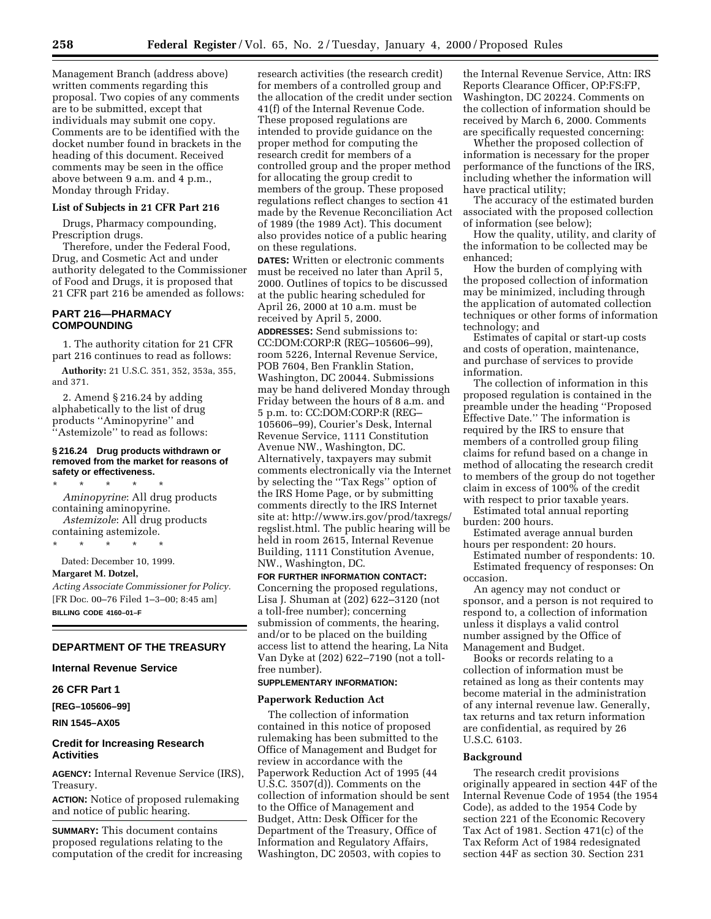Management Branch (address above) written comments regarding this proposal. Two copies of any comments are to be submitted, except that individuals may submit one copy. Comments are to be identified with the docket number found in brackets in the heading of this document. Received comments may be seen in the office above between 9 a.m. and 4 p.m., Monday through Friday.

**List of Subjects in 21 CFR Part 216**

Drugs, Pharmacy compounding, Prescription drugs.

Therefore, under the Federal Food, Drug, and Cosmetic Act and under authority delegated to the Commissioner of Food and Drugs, it is proposed that 21 CFR part 216 be amended as follows:

## PART 216—PHARMACY COMPOUNDING

1. The authority citation for 21 CFR part 216 continues to read as follows:

**Authority:** 21 U.S.C. 351, 352, 353a, 355, and 371.

2. Amend § 216.24 by adding alphabetically to the list of drug products ''Aminopyrine'' and ''Astemizole'' to read as follows:

**§ 216.24 Drug products withdrawn or removed from the market for reasons of safety or effectiveness.**

\* \* \* \* \*

*Aminopyrine*: All drug products containing aminopyrine.

*Astemizole*: All drug products containing astemizole.

\* \* \* \* \*

Dated: December 10, 1999.

**Margaret M. Dotzel,**

*Acting Associate Commissioner for Policy.*

[FR Doc. 00–76 Filed 1–3–00; 8:45 am]

**BILLING CODE 4160–01–F**

## DEPARTMENT OF THE TREASURY

### Internal Revenue Service

### 26 CFR Part 1

**[REG–105606–99]**

**RIN 1545–AX05**

### Credit for Increasing Research Activities

**AGENCY:** Internal Revenue Service (IRS), Treasury.

**ACTION:** Notice of proposed rulemaking and notice of public hearing.

**SUMMARY:** This document contains proposed regulations relating to the computation of the credit for increasing research activities (the research credit) for members of a controlled group and the allocation of the credit under section 41(f) of the Internal Revenue Code. These proposed regulations are intended to provide guidance on the proper method for computing the research credit for members of a controlled group and the proper method for allocating the group credit to members of the group. These proposed regulations reflect changes to section 41 made by the Revenue Reconciliation Act of 1989 (the 1989 Act). This document also provides notice of a public hearing on these regulations.

**DATES:** Written or electronic comments must be received no later than April 5, 2000. Outlines of topics to be discussed at the public hearing scheduled for April 26, 2000 at 10 a.m. must be received by April 5, 2000.

**ADDRESSES:** Send submissions to: CC:DOM:CORP:R (REG–105606–99), room 5226, Internal Revenue Service, POB 7604, Ben Franklin Station, Washington, DC 20044. Submissions may be hand delivered Monday through Friday between the hours of 8 a.m. and 5 p.m. to: CC:DOM:CORP:R (REG–105606–99), Courier's Desk, Internal Revenue Service, 1111 Constitution Avenue NW., Washington, DC. Alternatively, taxpayers may submit comments electronically via the Internet by selecting the ''Tax Regs'' option of the IRS Home Page, or by submitting comments directly to the IRS Internet site at: http://www.irs.gov/prod/taxregs/regslist.html. The public hearing will be held in room 2615, Internal Revenue Building, 1111 Constitution Avenue, NW., Washington, DC.

**FOR FURTHER INFORMATION CONTACT:** Concerning the proposed regulations, Lisa J. Shuman at (202) 622–3120 (not a toll-free number); concerning submission of comments, the hearing, and/or to be placed on the building access list to attend the hearing, La Nita Van Dyke at (202) 622–7190 (not a toll-free number).

**SUPPLEMENTARY INFORMATION:**

### Paperwork Reduction Act

The collection of information contained in this notice of proposed rulemaking has been submitted to the Office of Management and Budget for review in accordance with the Paperwork Reduction Act of 1995 (44 U.S.C. 3507(d)). Comments on the collection of information should be sent to the Office of Management and Budget, Attn: Desk Officer for the Department of the Treasury, Office of Information and Regulatory Affairs, Washington, DC 20503, with copies to the Internal Revenue Service, Attn: IRS Reports Clearance Officer, OP:FS:FP, Washington, DC 20224. Comments on the collection of information should be received by March 6, 2000. Comments are specifically requested concerning:

Whether the proposed collection of information is necessary for the proper performance of the functions of the IRS, including whether the information will have practical utility;

The accuracy of the estimated burden associated with the proposed collection of information (see below);

How the quality, utility, and clarity of the information to be collected may be enhanced;

How the burden of complying with the proposed collection of information may be minimized, including through the application of automated collection techniques or other forms of information technology; and

Estimates of capital or start-up costs and costs of operation, maintenance, and purchase of services to provide information.

The collection of information in this proposed regulation is contained in the preamble under the heading ''Proposed Effective Date.'' The information is required by the IRS to ensure that members of a controlled group filing claims for refund based on a change in method of allocating the research credit to members of the group do not together claim in excess of 100% of the credit with respect to prior taxable years.

Estimated total annual reporting burden: 200 hours.

Estimated average annual burden hours per respondent: 20 hours.

Estimated number of respondents: 10.

Estimated frequency of responses: On occasion.

An agency may not conduct or sponsor, and a person is not required to respond to, a collection of information unless it displays a valid control number assigned by the Office of Management and Budget.

Books or records relating to a collection of information must be retained as long as their contents may become material in the administration of any internal revenue law. Generally, tax returns and tax return information are confidential, as required by 26 U.S.C. 6103.

### Background

The research credit provisions originally appeared in section 44F of the Internal Revenue Code of 1954 (the 1954 Code), as added to the 1954 Code by section 221 of the Economic Recovery Tax Act of 1981. Section 471(c) of the Tax Reform Act of 1984 redesignated section 44F as section 30. Section 231